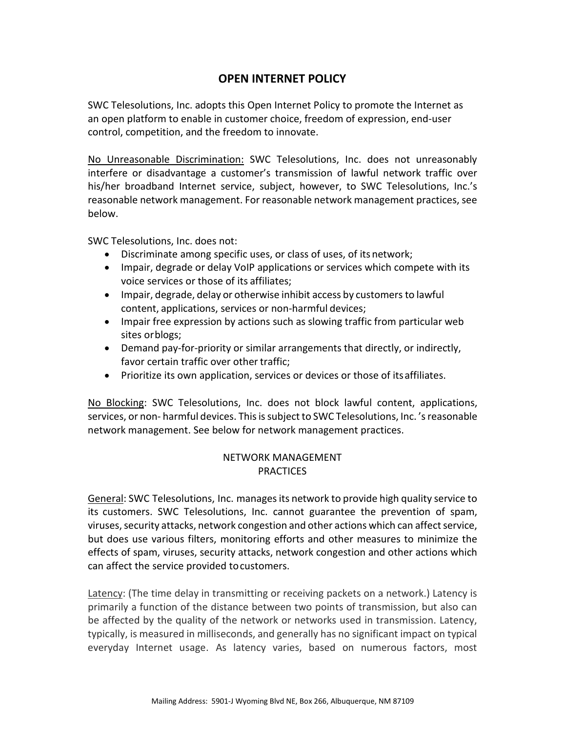# OPEN INTERNET POLICY

SWC Telesolutions, Inc. adopts this Open Internet Policy to promote the Internet as an open platform to enable in customer choice, freedom of expression, end-user control, competition, and the freedom to innovate.

No Unreasonable Discrimination: SWC Telesolutions, Inc. does not unreasonably interfere or disadvantage a customer's transmission of lawful network traffic over his/her broadband Internet service, subject, however, to SWC Telesolutions, Inc.'s reasonable network management. For reasonable network management practices, see below.

SWC Telesolutions, Inc. does not:

- Discriminate among specific uses, or class of uses, of its network;
- Impair, degrade or delay VoIP applications or services which compete with its voice services or those of its affiliates;
- Impair, degrade, delay or otherwise inhibit access by customers to lawful content, applications, services or non-harmful devices;
- Impair free expression by actions such as slowing traffic from particular web sites or blogs;
- Demand pay-for-priority or similar arrangements that directly, or indirectly, favor certain traffic over other traffic;
- Prioritize its own application, services or devices or those of its affiliates.

No Blocking: SWC Telesolutions, Inc. does not block lawful content, applications, services, or non- harmful devices. This is subject to SWC Telesolutions, Inc. 's reasonable network management. See below for network management practices.

## NETWORK MANAGEMENT PRACTICES

General: SWC Telesolutions, Inc. manages its network to provide high quality service to its customers. SWC Telesolutions, Inc. cannot guarantee the prevention of spam, viruses, security attacks, network congestion and other actions which can affect service, but does use various filters, monitoring efforts and other measures to minimize the effects of spam, viruses, security attacks, network congestion and other actions which can affect the service provided to customers.

Latency: (The time delay in transmitting or receiving packets on a network.) Latency is primarily a function of the distance between two points of transmission, but also can be affected by the quality of the network or networks used in transmission. Latency, typically, is measured in milliseconds, and generally has no significant impact on typical everyday Internet usage. As latency varies, based on numerous factors, most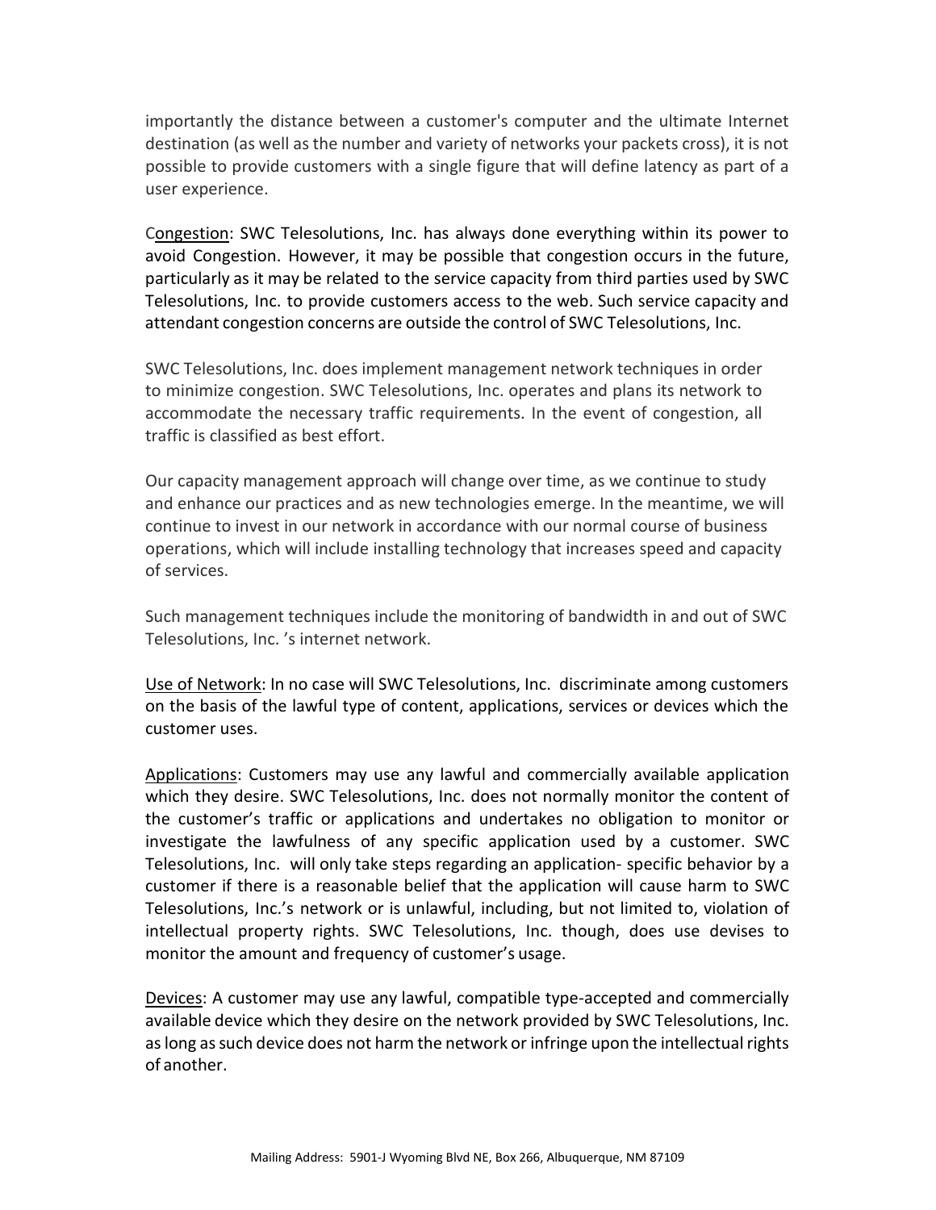importantly the distance between a customer's computer and the ultimate Internet destination (as well as the number and variety of networks your packets cross), it is not possible to provide customers with a single figure that will define latency as part of a user experience.

Congestion: SWC Telesolutions, Inc. has always done everything within its power to avoid Congestion. However, it may be possible that congestion occurs in the future, particularly as it may be related to the service capacity from third parties used by SWC Telesolutions, Inc. to provide customers access to the web. Such service capacity and attendant congestion concerns are outside the control of SWC Telesolutions, Inc.

SWC Telesolutions, Inc. does implement management network techniques in order to minimize congestion. SWC Telesolutions, Inc. operates and plans its network to accommodate the necessary traffic requirements. In the event of congestion, all traffic is classified as best effort.

Our capacity management approach will change over time, as we continue to study and enhance our practices and as new technologies emerge. In the meantime, we will continue to invest in our network in accordance with our normal course of business operations, which will include installing technology that increases speed and capacity of services.

Such management techniques include the monitoring of bandwidth in and out of SWC Telesolutions, Inc. 's internet network.

Use of Network: In no case will SWC Telesolutions, Inc. discriminate among customers on the basis of the lawful type of content, applications, services or devices which the customer uses.

Applications: Customers may use any lawful and commercially available application which they desire. SWC Telesolutions, Inc. does not normally monitor the content of the customer's traffic or applications and undertakes no obligation to monitor or investigate the lawfulness of any specific application used by a customer. SWC Telesolutions, Inc. will only take steps regarding an application- specific behavior by a customer if there is a reasonable belief that the application will cause harm to SWC Telesolutions, Inc.'s network or is unlawful, including, but not limited to, violation of intellectual property rights. SWC Telesolutions, Inc. though, does use devises to monitor the amount and frequency of customer's usage.

Devices: A customer may use any lawful, compatible type-accepted and commercially available device which they desire on the network provided by SWC Telesolutions, Inc. as long as such device does not harm the network or infringe upon the intellectual rights of another.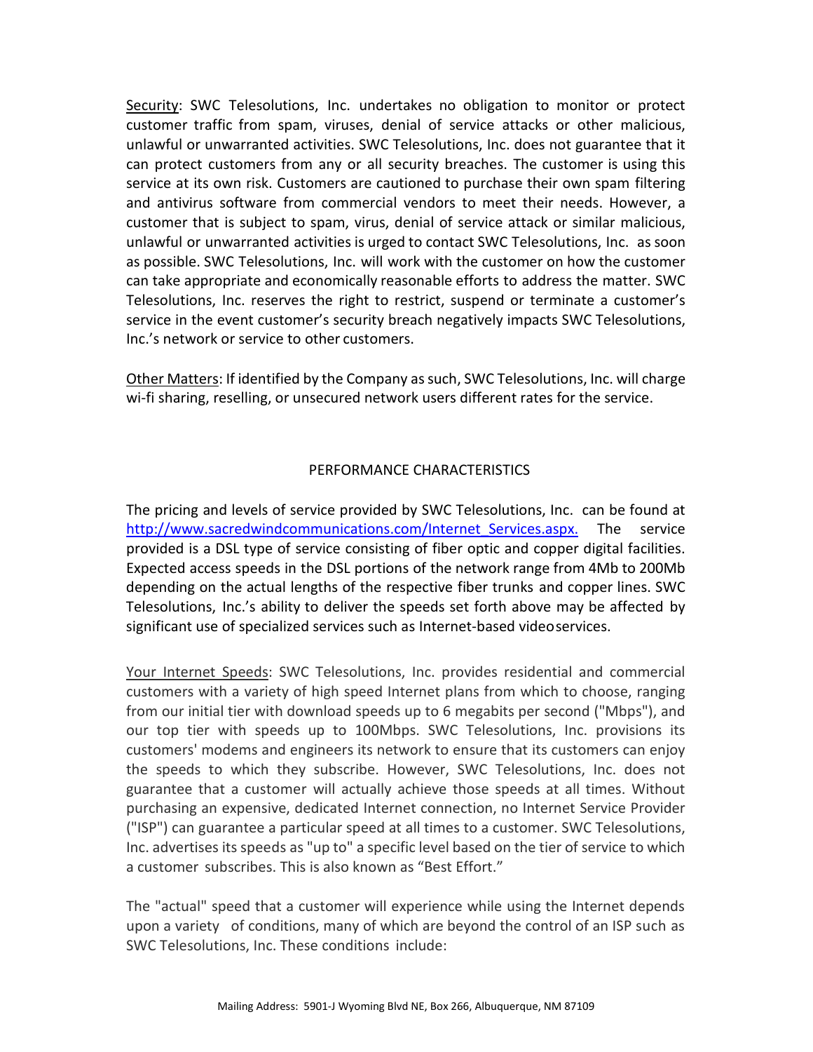Security: SWC Telesolutions, Inc. undertakes no obligation to monitor or protect customer traffic from spam, viruses, denial of service attacks or other malicious, unlawful or unwarranted activities. SWC Telesolutions, Inc. does not guarantee that it can protect customers from any or all security breaches. The customer is using this service at its own risk. Customers are cautioned to purchase their own spam filtering and antivirus software from commercial vendors to meet their needs. However, a customer that is subject to spam, virus, denial of service attack or similar malicious, unlawful or unwarranted activities is urged to contact SWC Telesolutions, Inc. as soon as possible. SWC Telesolutions, Inc. will work with the customer on how the customer can take appropriate and economically reasonable efforts to address the matter. SWC Telesolutions, Inc. reserves the right to restrict, suspend or terminate a customer's service in the event customer's security breach negatively impacts SWC Telesolutions, Inc.'s network or service to other customers.

Other Matters: If identified by the Company as such, SWC Telesolutions, Inc. will charge wi-fi sharing, reselling, or unsecured network users different rates for the service.

## PERFORMANCE CHARACTERISTICS

The pricing and levels of service provided by SWC Telesolutions, Inc. can be found at http://www.sacredwindcommunications.com/Internet_Services.aspx. The service provided is a DSL type of service consisting of fiber optic and copper digital facilities. Expected access speeds in the DSL portions of the network range from 4Mb to 200Mb depending on the actual lengths of the respective fiber trunks and copper lines. SWC Telesolutions, Inc.'s ability to deliver the speeds set forth above may be affected by significant use of specialized services such as Internet-based video services.

Your Internet Speeds: SWC Telesolutions, Inc. provides residential and commercial customers with a variety of high speed Internet plans from which to choose, ranging from our initial tier with download speeds up to 6 megabits per second ("Mbps"), and our top tier with speeds up to 100Mbps. SWC Telesolutions, Inc. provisions its customers' modems and engineers its network to ensure that its customers can enjoy the speeds to which they subscribe. However, SWC Telesolutions, Inc. does not guarantee that a customer will actually achieve those speeds at all times. Without purchasing an expensive, dedicated Internet connection, no Internet Service Provider ("ISP") can guarantee a particular speed at all times to a customer. SWC Telesolutions, Inc. advertises its speeds as "up to" a specific level based on the tier of service to which a customer subscribes. This is also known as "Best Effort."

The "actual" speed that a customer will experience while using the Internet depends upon a variety of conditions, many of which are beyond the control of an ISP such as SWC Telesolutions, Inc. These conditions include: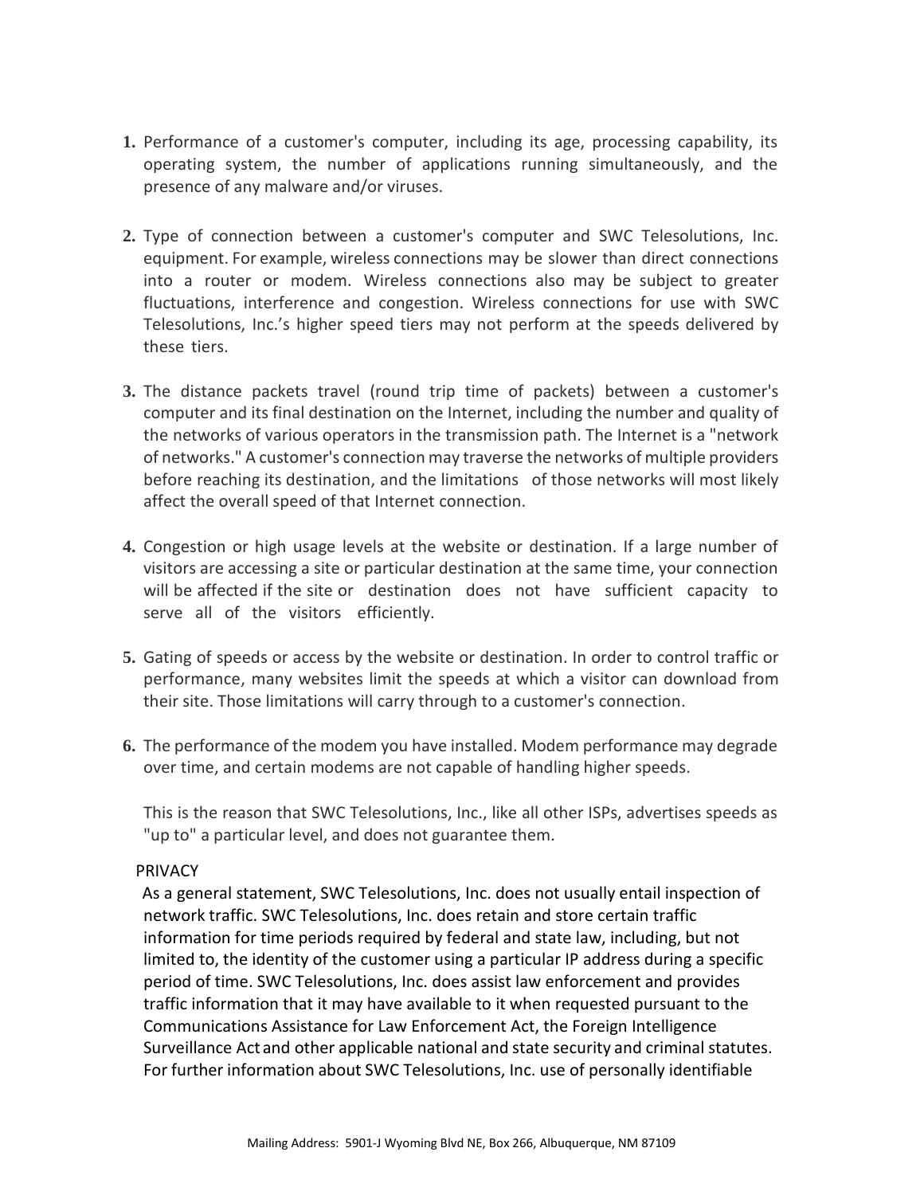1. Performance of a customer's computer, including its age, processing capability, its operating system, the number of applications running simultaneously, and the presence of any malware and/or viruses.

2. Type of connection between a customer's computer and SWC Telesolutions, Inc. equipment. For example, wireless connections may be slower than direct connections into a router or modem. Wireless connections also may be subject to greater fluctuations, interference and congestion. Wireless connections for use with SWC Telesolutions, Inc.'s higher speed tiers may not perform at the speeds delivered by these tiers.

3. The distance packets travel (round trip time of packets) between a customer's computer and its final destination on the Internet, including the number and quality of the networks of various operators in the transmission path. The Internet is a "network of networks." A customer's connection may traverse the networks of multiple providers before reaching its destination, and the limitations of those networks will most likely affect the overall speed of that Internet connection.

4. Congestion or high usage levels at the website or destination. If a large number of visitors are accessing a site or particular destination at the same time, your connection will be affected if the site or destination does not have sufficient capacity to serve all of the visitors efficiently.

5. Gating of speeds or access by the website or destination. In order to control traffic or performance, many websites limit the speeds at which a visitor can download from their site. Those limitations will carry through to a customer's connection.

6. The performance of the modem you have installed. Modem performance may degrade over time, and certain modems are not capable of handling higher speeds.

   This is the reason that SWC Telesolutions, Inc., like all other ISPs, advertises speeds as "up to" a particular level, and does not guarantee them.

PRIVACY

As a general statement, SWC Telesolutions, Inc. does not usually entail inspection of network traffic. SWC Telesolutions, Inc. does retain and store certain traffic information for time periods required by federal and state law, including, but not limited to, the identity of the customer using a particular IP address during a specific period of time. SWC Telesolutions, Inc. does assist law enforcement and provides traffic information that it may have available to it when requested pursuant to the Communications Assistance for Law Enforcement Act, the Foreign Intelligence Surveillance Act and other applicable national and state security and criminal statutes. For further information about SWC Telesolutions, Inc. use of personally identifiable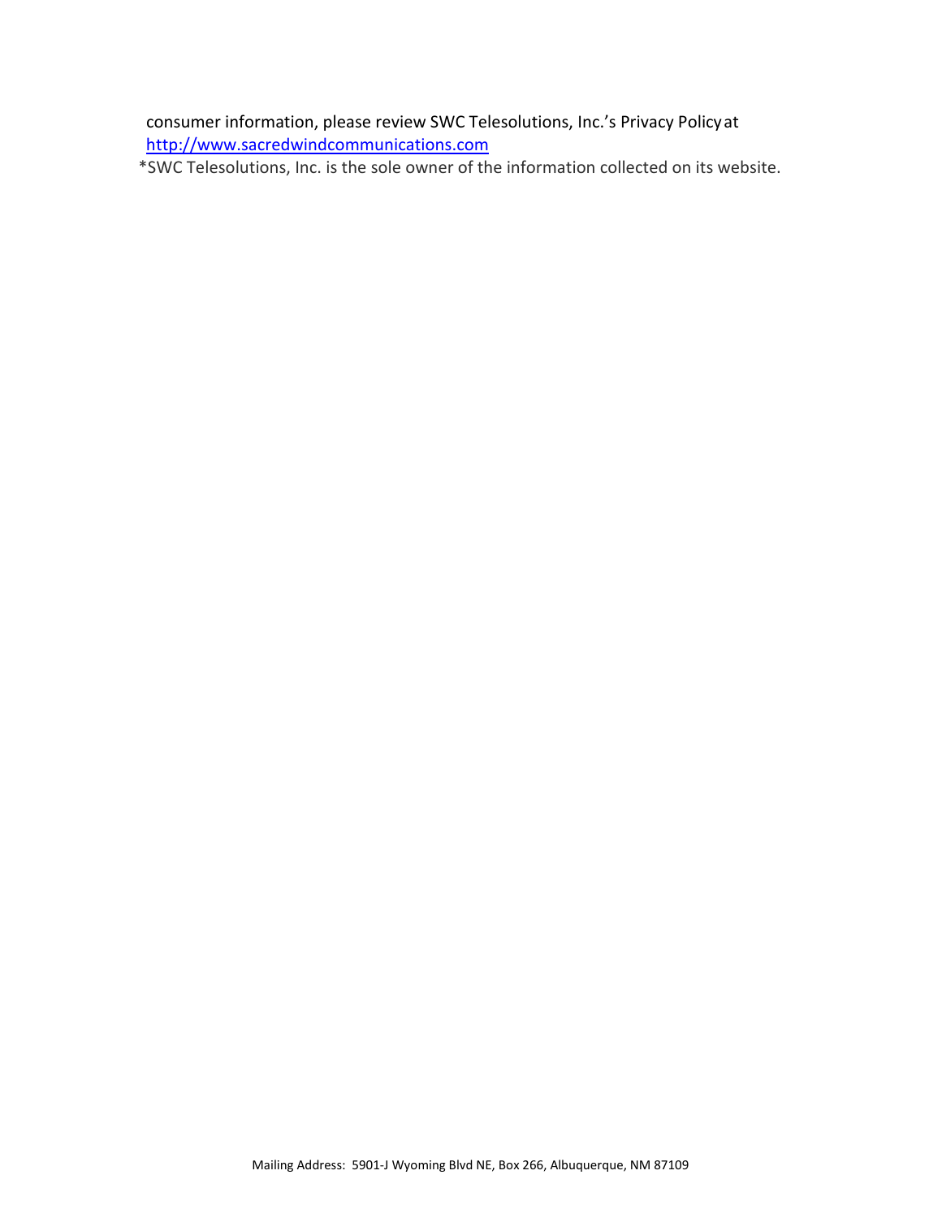consumer information, please review SWC Telesolutions, Inc.'s Privacy Policy at http://www.sacredwindcommunications.com

*SWC Telesolutions, Inc. is the sole owner of the information collected on its website.

Mailing Address: 5901-J Wyoming Blvd NE, Box 266, Albuquerque, NM 87109